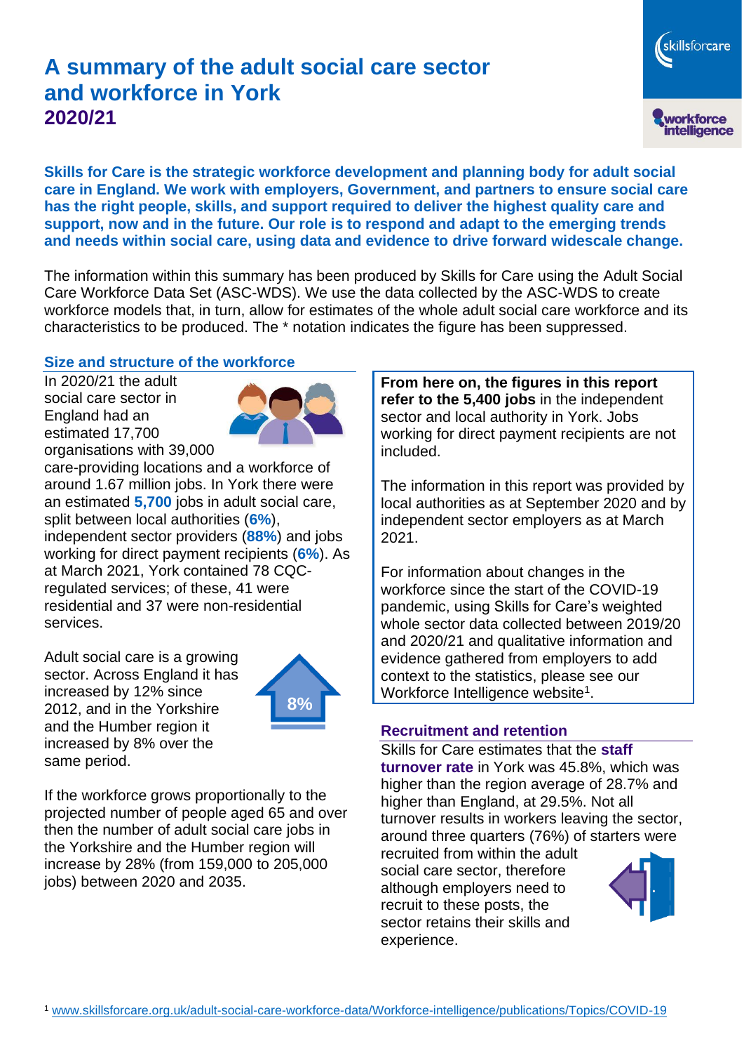# A summary of the adult social care sector and workforce in York
## 2020/21

**Skills for Care is the strategic workforce development and planning body for adult social care in England. We work with employers, Government, and partners to ensure social care has the right people, skills, and support required to deliver the highest quality care and support, now and in the future. Our role is to respond and adapt to the emerging trends and needs within social care, using data and evidence to drive forward widescale change.**

The information within this summary has been produced by Skills for Care using the Adult Social Care Workforce Data Set (ASC-WDS). We use the data collected by the ASC-WDS to create workforce models that, in turn, allow for estimates of the whole adult social care workforce and its characteristics to be produced. The * notation indicates the figure has been suppressed.

### Size and structure of the workforce

In 2020/21 the adult social care sector in England had an estimated 17,700 organisations with 39,000 care-providing locations and a workforce of around 1.67 million jobs. In York there were an estimated **5,700** jobs in adult social care, split between local authorities (**6%**), independent sector providers (**88%**) and jobs working for direct payment recipients (**6%**). As at March 2021, York contained 78 CQC-regulated services; of these, 41 were residential and 37 were non-residential services.

Adult social care is a growing sector. Across England it has increased by 12% since 2012, and in the Yorkshire and the Humber region it increased by 8% over the same period.

8%

If the workforce grows proportionally to the projected number of people aged 65 and over then the number of adult social care jobs in the Yorkshire and the Humber region will increase by 28% (from 159,000 to 205,000 jobs) between 2020 and 2035.

**From here on, the figures in this report refer to the 5,400 jobs** in the independent sector and local authority in York. Jobs working for direct payment recipients are not included.

The information in this report was provided by local authorities as at September 2020 and by independent sector employers as at March 2021.

For information about changes in the workforce since the start of the COVID-19 pandemic, using Skills for Care's weighted whole sector data collected between 2019/20 and 2020/21 and qualitative information and evidence gathered from employers to add context to the statistics, please see our Workforce Intelligence website[1].

### Recruitment and retention

Skills for Care estimates that the **staff turnover rate** in York was 45.8%, which was higher than the region average of 28.7% and higher than England, at 29.5%. Not all turnover results in workers leaving the sector, around three quarters (76%) of starters were recruited from within the adult social care sector, therefore although employers need to recruit to these posts, the sector retains their skills and experience.

[1] www.skillsforcare.org.uk/adult-social-care-workforce-data/Workforce-intelligence/publications/Topics/COVID-19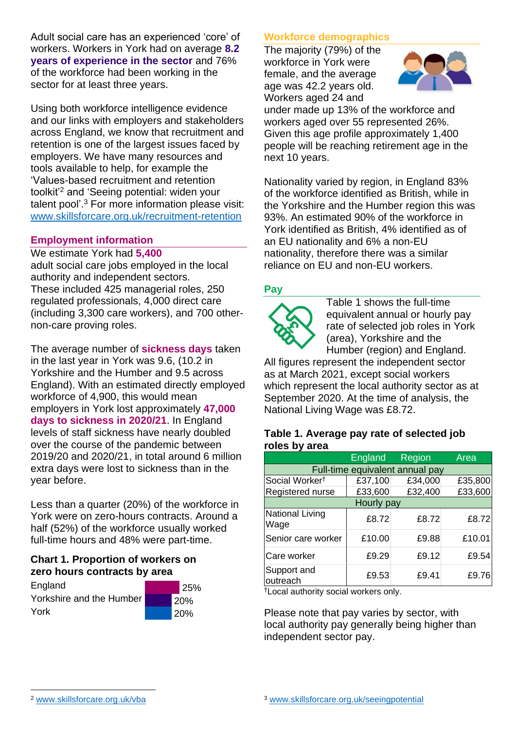Adult social care has an experienced 'core' of workers. Workers in York had on average **8.2 years of experience in the sector** and 76% of the workforce had been working in the sector for at least three years.

Using both workforce intelligence evidence and our links with employers and stakeholders across England, we know that recruitment and retention is one of the largest issues faced by employers. We have many resources and tools available to help, for example the 'Values-based recruitment and retention toolkit'[2] and 'Seeing potential: widen your talent pool'.[3] For more information please visit: www.skillsforcare.org.uk/recruitment-retention

## Employment information

We estimate York had **5,400** adult social care jobs employed in the local authority and independent sectors. These included 425 managerial roles, 250 regulated professionals, 4,000 direct care (including 3,300 care workers), and 700 other-non-care proving roles.

The average number of **sickness days** taken in the last year in York was 9.6, (10.2 in Yorkshire and the Humber and 9.5 across England). With an estimated directly employed workforce of 4,900, this would mean employers in York lost approximately **47,000 days to sickness in 2020/21**. In England levels of staff sickness have nearly doubled over the course of the pandemic between 2019/20 and 2020/21, in total around 6 million extra days were lost to sickness than in the year before.

Less than a quarter (20%) of the workforce in York were on zero-hours contracts. Around a half (52%) of the workforce usually worked full-time hours and 48% were part-time.

### Chart 1. Proportion of workers on zero hours contracts by area

| Area | Proportion |
|---|---|
| England | 25% |
| Yorkshire and the Humber | 20% |
| York | 20% |

## Workforce demographics

The majority (79%) of the workforce in York were female, and the average age was 42.2 years old. Workers aged 24 and under made up 13% of the workforce and workers aged over 55 represented 26%. Given this age profile approximately 1,400 people will be reaching retirement age in the next 10 years.

Nationality varied by region, in England 83% of the workforce identified as British, while in the Yorkshire and the Humber region this was 93%. An estimated 90% of the workforce in York identified as British, 4% identified as of an EU nationality and 6% a non-EU nationality, therefore there was a similar reliance on EU and non-EU workers.

## Pay

Table 1 shows the full-time equivalent annual or hourly pay rate of selected job roles in York (area), Yorkshire and the Humber (region) and England. All figures represent the independent sector as at March 2021, except social workers which represent the local authority sector as at September 2020. At the time of analysis, the National Living Wage was £8.72.

### Table 1. Average pay rate of selected job roles by area

| | England | Region | Area |
|---|---|---|---|
| **Full-time equivalent annual pay** | | | |
| Social Worker† | £37,100 | £34,000 | £35,800 |
| Registered nurse | £33,600 | £32,400 | £33,600 |
| **Hourly pay** | | | |
| National Living Wage | £8.72 | £8.72 | £8.72 |
| Senior care worker | £10.00 | £9.88 | £10.01 |
| Care worker | £9.29 | £9.12 | £9.54 |
| Support and outreach | £9.53 | £9.41 | £9.76 |

†Local authority social workers only.

Please note that pay varies by sector, with local authority pay generally being higher than independent sector pay.

[2] www.skillsforcare.org.uk/vba

[3] www.skillsforcare.org.uk/seeingpotential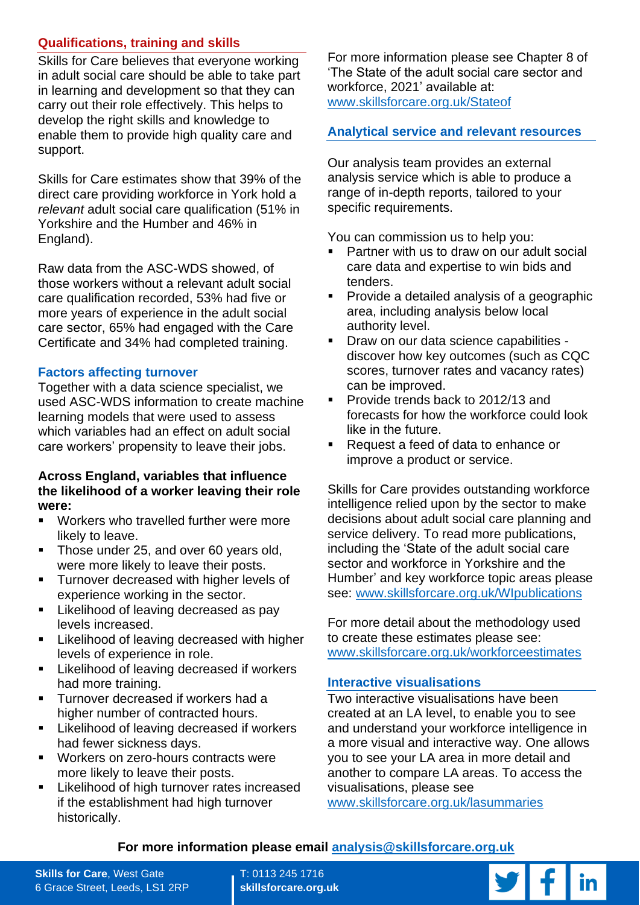## Qualifications, training and skills

Skills for Care believes that everyone working in adult social care should be able to take part in learning and development so that they can carry out their role effectively. This helps to develop the right skills and knowledge to enable them to provide high quality care and support.

Skills for Care estimates show that 39% of the direct care providing workforce in York hold a *relevant* adult social care qualification (51% in Yorkshire and the Humber and 46% in England).

Raw data from the ASC-WDS showed, of those workers without a relevant adult social care qualification recorded, 53% had five or more years of experience in the adult social care sector, 65% had engaged with the Care Certificate and 34% had completed training.

## Factors affecting turnover

Together with a data science specialist, we used ASC-WDS information to create machine learning models that were used to assess which variables had an effect on adult social care workers' propensity to leave their jobs.

**Across England, variables that influence the likelihood of a worker leaving their role were:**

- Workers who travelled further were more likely to leave.
- Those under 25, and over 60 years old, were more likely to leave their posts.
- Turnover decreased with higher levels of experience working in the sector.
- Likelihood of leaving decreased as pay levels increased.
- Likelihood of leaving decreased with higher levels of experience in role.
- Likelihood of leaving decreased if workers had more training.
- Turnover decreased if workers had a higher number of contracted hours.
- Likelihood of leaving decreased if workers had fewer sickness days.
- Workers on zero-hours contracts were more likely to leave their posts.
- Likelihood of high turnover rates increased if the establishment had high turnover historically.

For more information please see Chapter 8 of 'The State of the adult social care sector and workforce, 2021' available at: www.skillsforcare.org.uk/Stateof

## Analytical service and relevant resources

Our analysis team provides an external analysis service which is able to produce a range of in-depth reports, tailored to your specific requirements.

You can commission us to help you:

- Partner with us to draw on our adult social care data and expertise to win bids and tenders.
- Provide a detailed analysis of a geographic area, including analysis below local authority level.
- Draw on our data science capabilities - discover how key outcomes (such as CQC scores, turnover rates and vacancy rates) can be improved.
- Provide trends back to 2012/13 and forecasts for how the workforce could look like in the future.
- Request a feed of data to enhance or improve a product or service.

Skills for Care provides outstanding workforce intelligence relied upon by the sector to make decisions about adult social care planning and service delivery. To read more publications, including the 'State of the adult social care sector and workforce in Yorkshire and the Humber' and key workforce topic areas please see: www.skillsforcare.org.uk/WIpublications

For more detail about the methodology used to create these estimates please see: www.skillsforcare.org.uk/workforceestimates

## Interactive visualisations

Two interactive visualisations have been created at an LA level, to enable you to see and understand your workforce intelligence in a more visual and interactive way. One allows you to see your LA area in more detail and another to compare LA areas. To access the visualisations, please see www.skillsforcare.org.uk/lasummaries

**For more information please email analysis@skillsforcare.org.uk**

**Skills for Care**, West Gate
6 Grace Street, Leeds, LS1 2RP

T: 0113 245 1716
**skillsforcare.org.uk**